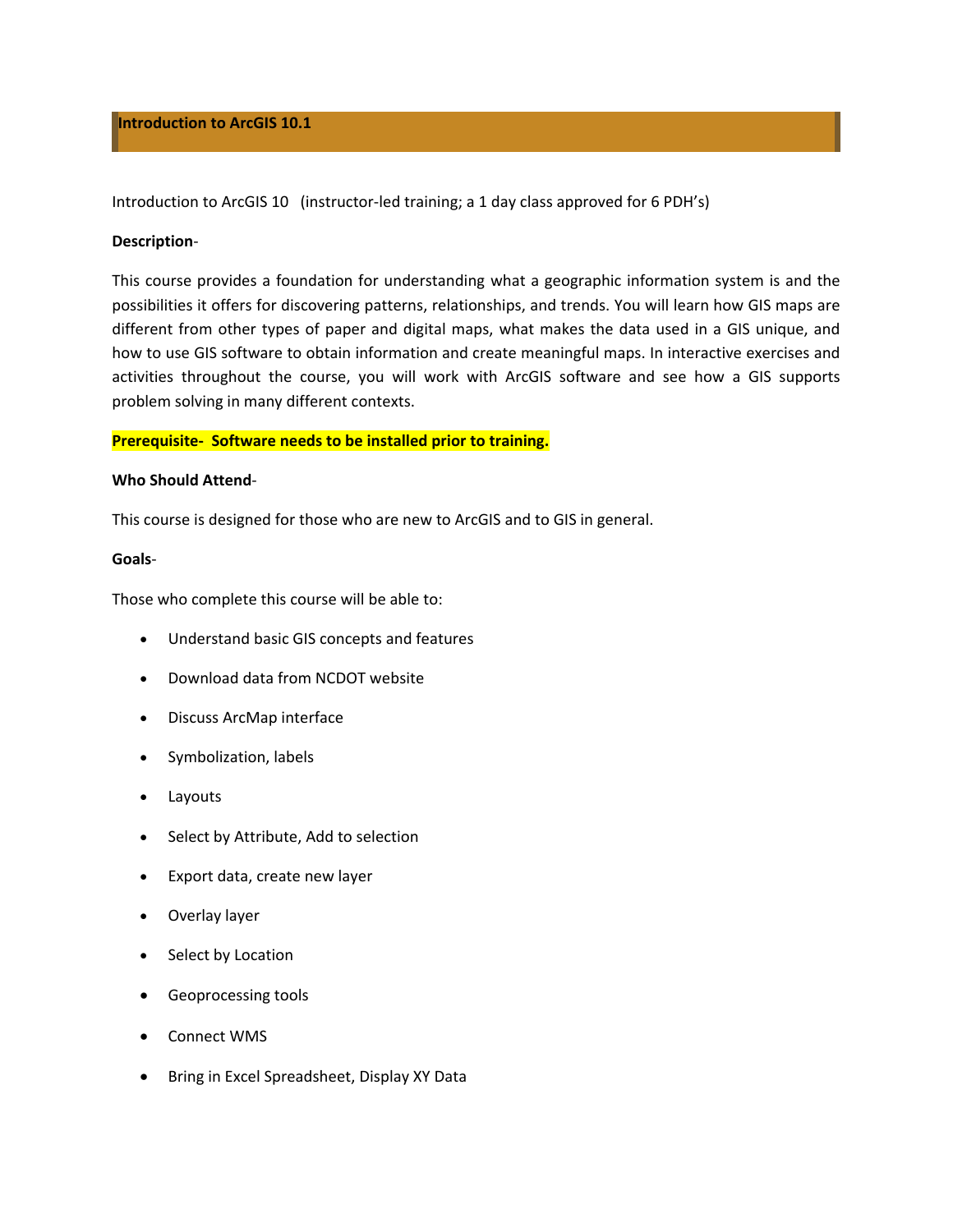# Introduction to ArcGIS 10.1

Introduction to ArcGIS 10 (instructor-led training; a 1 day class approved for 6 PDH's)

**Description**-

This course provides a foundation for understanding what a geographic information system is and the possibilities it offers for discovering patterns, relationships, and trends. You will learn how GIS maps are different from other types of paper and digital maps, what makes the data used in a GIS unique, and how to use GIS software to obtain information and create meaningful maps. In interactive exercises and activities throughout the course, you will work with ArcGIS software and see how a GIS supports problem solving in many different contexts.

**Prerequisite- Software needs to be installed prior to training.**

**Who Should Attend**-

This course is designed for those who are new to ArcGIS and to GIS in general.

**Goals**-

Those who complete this course will be able to:

- Understand basic GIS concepts and features
- Download data from NCDOT website
- Discuss ArcMap interface
- Symbolization, labels
- Layouts
- Select by Attribute, Add to selection
- Export data, create new layer
- Overlay layer
- Select by Location
- Geoprocessing tools
- Connect WMS
- Bring in Excel Spreadsheet, Display XY Data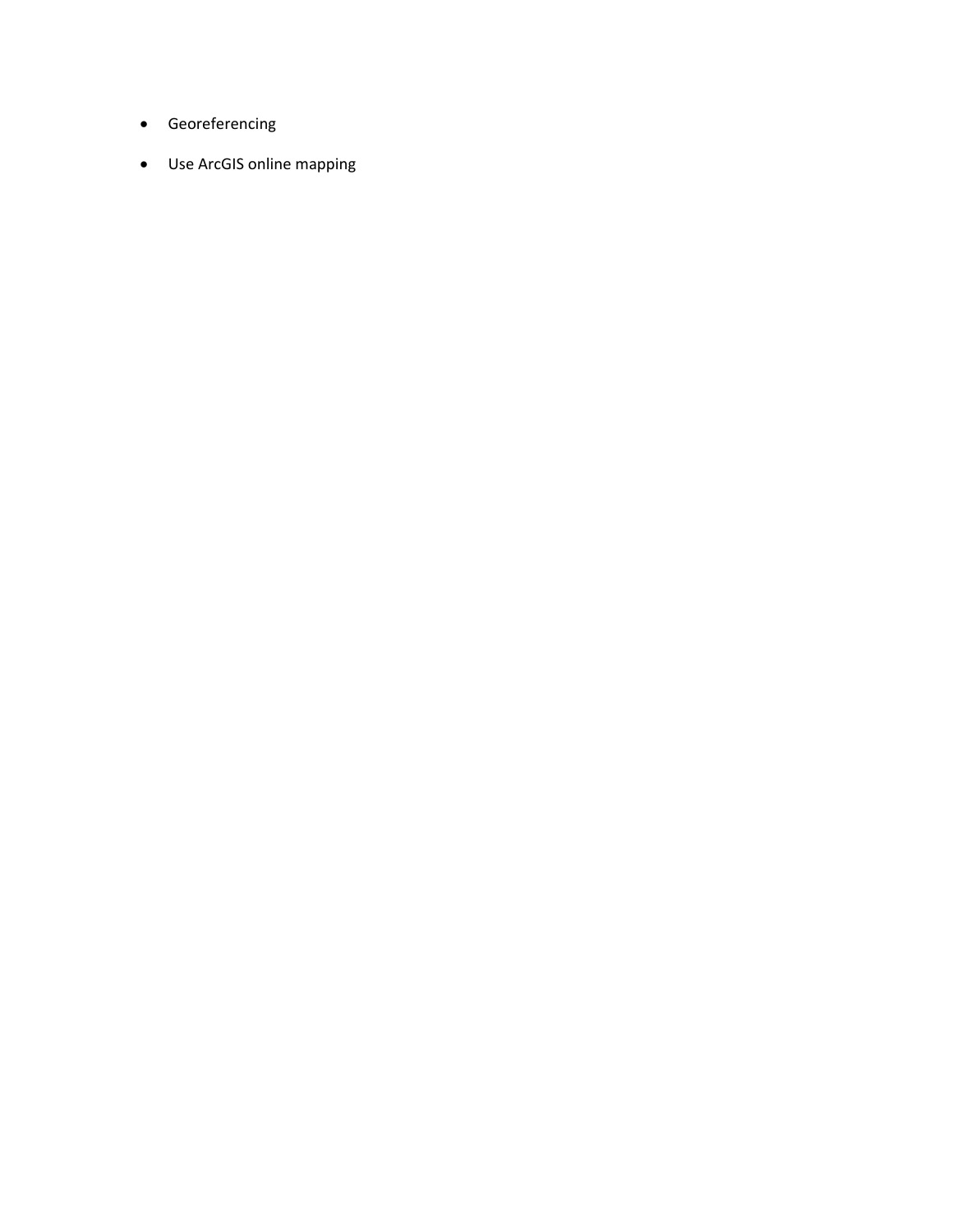- Georeferencing
- Use ArcGIS online mapping